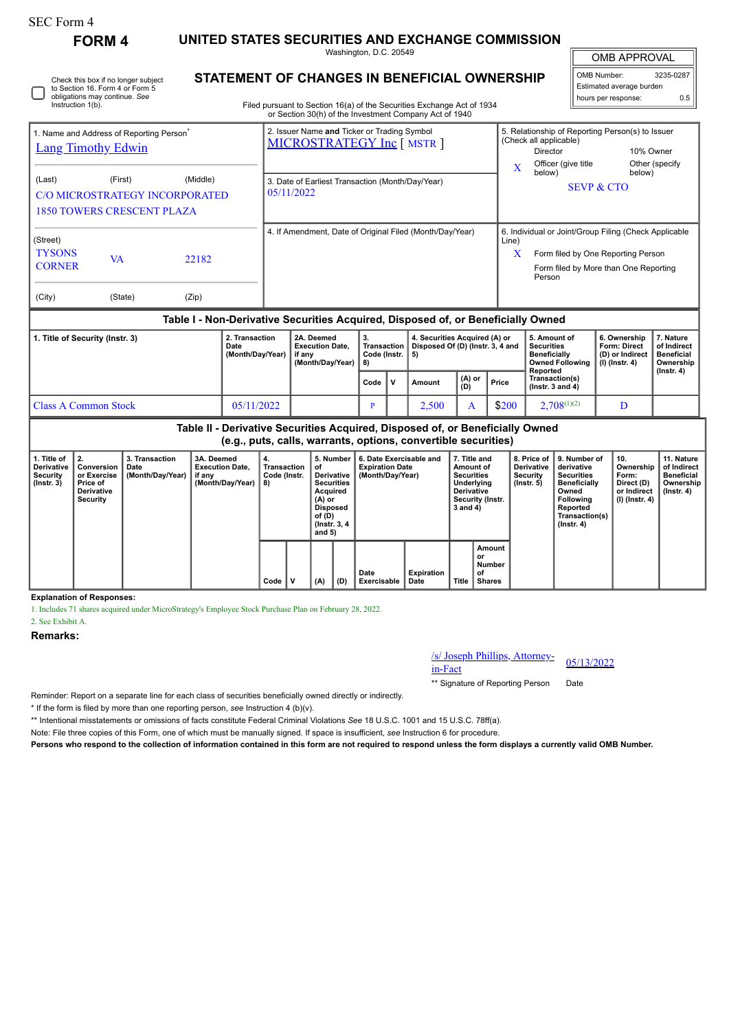SEC Form 4

# FORM 4

## UNITED STATES SECURITIES AND EXCHANGE COMMISSION

Washington, D.C. 20549

## STATEMENT OF CHANGES IN BENEFICIAL OWNERSHIP

Filed pursuant to Section 16(a) of the Securities Exchange Act of 1934 or Section 30(h) of the Investment Company Act of 1940

| OMB APPROVAL | |
|---|---|
| OMB Number: | 3235-0287 |
| Estimated average burden | |
| hours per response: | 0.5 |

☐ Check this box if no longer subject to Section 16. Form 4 or Form 5 obligations may continue. *See* Instruction 1(b).

| 1. Name and Address of Reporting Person* | 2. Issuer Name **and** Ticker or Trading Symbol | 5. Relationship of Reporting Person(s) to Issuer (Check all applicable) |
|---|---|---|
| Lang Timothy Edwin | MICROSTRATEGY Inc [ MSTR ] | Director; 10% Owner; X Officer (give title below); Other (specify below) |
| (Last) (First) (Middle) C/O MICROSTRATEGY INCORPORATED 1850 TOWERS CRESCENT PLAZA | 3. Date of Earliest Transaction (Month/Day/Year) 05/11/2022 | SEVP & CTO |
| (Street) TYSONS CORNER VA 22182 | 4. If Amendment, Date of Original Filed (Month/Day/Year) | 6. Individual or Joint/Group Filing (Check Applicable Line) X Form filed by One Reporting Person; Form filed by More than One Reporting Person |
| (City) (State) (Zip) | | |

### Table I - Non-Derivative Securities Acquired, Disposed of, or Beneficially Owned

| 1. Title of Security (Instr. 3) | 2. Transaction Date (Month/Day/Year) | 2A. Deemed Execution Date, if any (Month/Day/Year) | 3. Transaction Code (Instr. 8) | | 4. Securities Acquired (A) or Disposed Of (D) (Instr. 3, 4 and 5) | | | 5. Amount of Securities Beneficially Owned Following Reported Transaction(s) (Instr. 3 and 4) | 6. Ownership Form: Direct (D) or Indirect (I) (Instr. 4) | 7. Nature of Indirect Beneficial Ownership (Instr. 4) |
|---|---|---|---|---|---|---|---|---|---|---|
| | | | Code | V | Amount | (A) or (D) | Price | | | |
| Class A Common Stock | 05/11/2022 | | P | | 2,500 | A | $200 | 2,708[(1)(2)] | D | |

### Table II - Derivative Securities Acquired, Disposed of, or Beneficially Owned (e.g., puts, calls, warrants, options, convertible securities)

| 1. Title of Derivative Security (Instr. 3) | 2. Conversion or Exercise Price of Derivative Security | 3. Transaction Date (Month/Day/Year) | 3A. Deemed Execution Date, if any (Month/Day/Year) | 4. Transaction Code (Instr. 8) | | 5. Number of Derivative Securities Acquired (A) or Disposed of (D) (Instr. 3, 4 and 5) | | 6. Date Exercisable and Expiration Date (Month/Day/Year) | | 7. Title and Amount of Securities Underlying Derivative Security (Instr. 3 and 4) | | 8. Price of Derivative Security (Instr. 5) | 9. Number of derivative Securities Beneficially Owned Following Reported Transaction(s) (Instr. 4) | 10. Ownership Form: Direct (D) or Indirect (I) (Instr. 4) | 11. Nature of Indirect Beneficial Ownership (Instr. 4) |
|---|---|---|---|---|---|---|---|---|---|---|---|---|---|---|---|
| | | | | Code | V | (A) | (D) | Date Exercisable | Expiration Date | Title | Amount or Number of Shares | | | | |

**Explanation of Responses:**

1. Includes 71 shares acquired under MicroStrategy's Employee Stock Purchase Plan on February 28, 2022.

2. See Exhibit A.

**Remarks:**

/s/ Joseph Phillips, Attorney-in-Fact — 05/13/2022

** Signature of Reporting Person — Date

Reminder: Report on a separate line for each class of securities beneficially owned directly or indirectly.

* If the form is filed by more than one reporting person, *see* Instruction 4 (b)(v).

** Intentional misstatements or omissions of facts constitute Federal Criminal Violations *See* 18 U.S.C. 1001 and 15 U.S.C. 78ff(a).

Note: File three copies of this Form, one of which must be manually signed. If space is insufficient, *see* Instruction 6 for procedure.

**Persons who respond to the collection of information contained in this form are not required to respond unless the form displays a currently valid OMB Number.**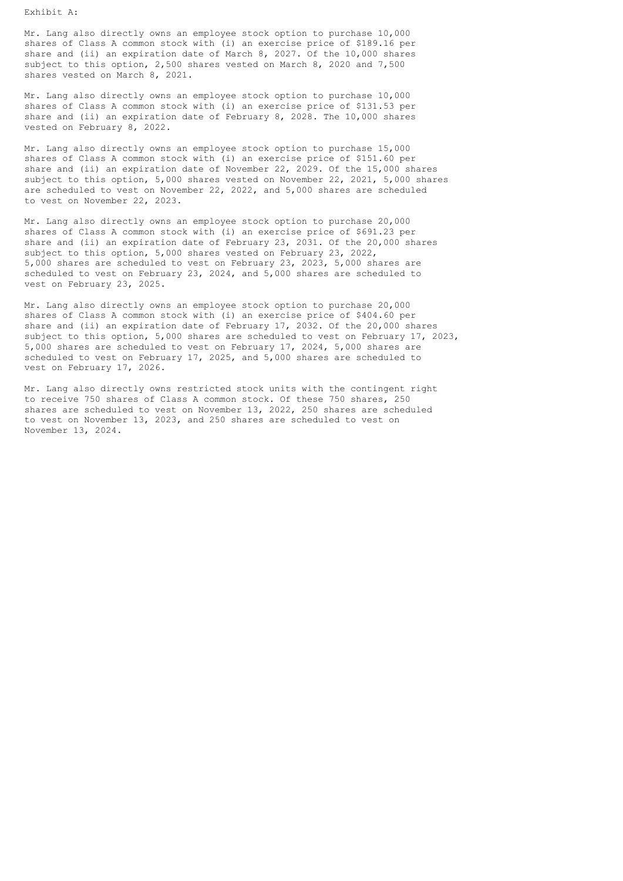Exhibit A:

Mr. Lang also directly owns an employee stock option to purchase 10,000 shares of Class A common stock with (i) an exercise price of $189.16 per share and (ii) an expiration date of March 8, 2027. Of the 10,000 shares subject to this option, 2,500 shares vested on March 8, 2020 and 7,500 shares vested on March 8, 2021.

Mr. Lang also directly owns an employee stock option to purchase 10,000 shares of Class A common stock with (i) an exercise price of $131.53 per share and (ii) an expiration date of February 8, 2028. The 10,000 shares vested on February 8, 2022.

Mr. Lang also directly owns an employee stock option to purchase 15,000 shares of Class A common stock with (i) an exercise price of $151.60 per share and (ii) an expiration date of November 22, 2029. Of the 15,000 shares subject to this option, 5,000 shares vested on November 22, 2021, 5,000 shares are scheduled to vest on November 22, 2022, and 5,000 shares are scheduled to vest on November 22, 2023.

Mr. Lang also directly owns an employee stock option to purchase 20,000 shares of Class A common stock with (i) an exercise price of $691.23 per share and (ii) an expiration date of February 23, 2031. Of the 20,000 shares subject to this option, 5,000 shares vested on February 23, 2022, 5,000 shares are scheduled to vest on February 23, 2023, 5,000 shares are scheduled to vest on February 23, 2024, and 5,000 shares are scheduled to vest on February 23, 2025.

Mr. Lang also directly owns an employee stock option to purchase 20,000 shares of Class A common stock with (i) an exercise price of $404.60 per share and (ii) an expiration date of February 17, 2032. Of the 20,000 shares subject to this option, 5,000 shares are scheduled to vest on February 17, 2023, 5,000 shares are scheduled to vest on February 17, 2024, 5,000 shares are scheduled to vest on February 17, 2025, and 5,000 shares are scheduled to vest on February 17, 2026.

Mr. Lang also directly owns restricted stock units with the contingent right to receive 750 shares of Class A common stock. Of these 750 shares, 250 shares are scheduled to vest on November 13, 2022, 250 shares are scheduled to vest on November 13, 2023, and 250 shares are scheduled to vest on November 13, 2024.